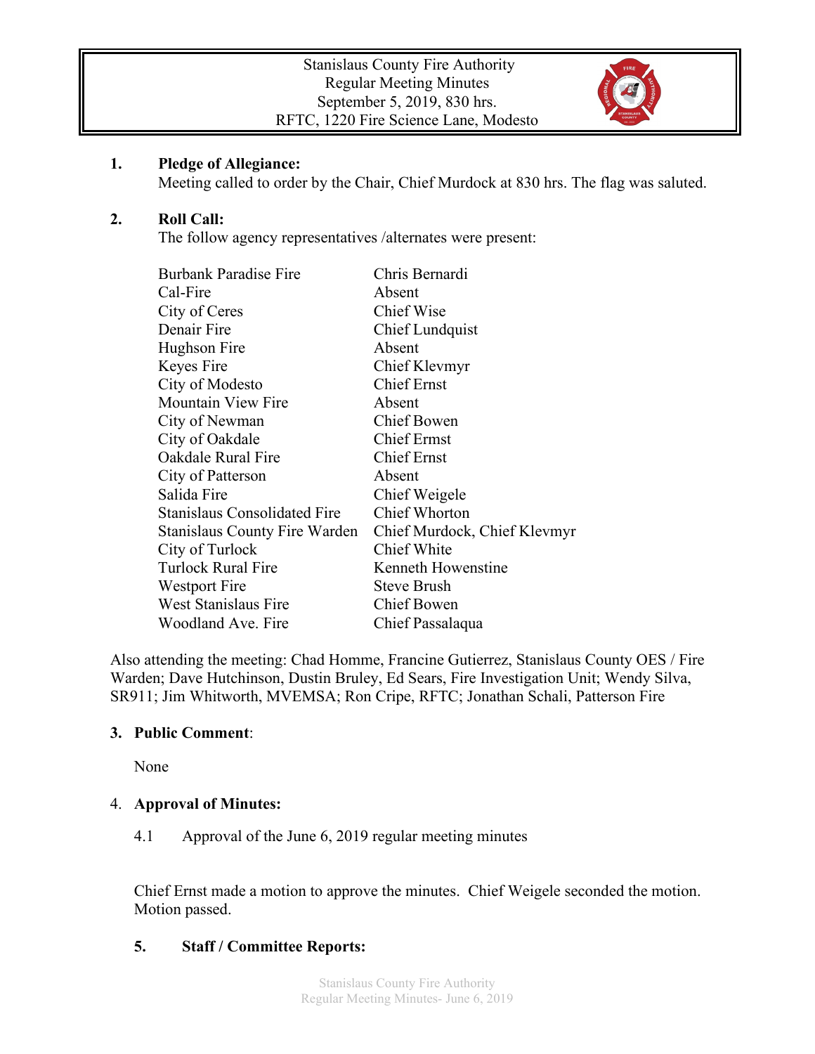Stanislaus County Fire Authority
Regular Meeting Minutes
September 5, 2019, 830 hrs.
RFTC, 1220 Fire Science Lane, Modesto

**1. Pledge of Allegiance:**
Meeting called to order by the Chair, Chief Murdock at 830 hrs. The flag was saluted.

**2. Roll Call:**
The follow agency representatives /alternates were present:

| | |
|---|---|
| Burbank Paradise Fire | Chris Bernardi |
| Cal-Fire | Absent |
| City of Ceres | Chief Wise |
| Denair Fire | Chief Lundquist |
| Hughson Fire | Absent |
| Keyes Fire | Chief Klevmyr |
| City of Modesto | Chief Ernst |
| Mountain View Fire | Absent |
| City of Newman | Chief Bowen |
| City of Oakdale | Chief Ermst |
| Oakdale Rural Fire | Chief Ernst |
| City of Patterson | Absent |
| Salida Fire | Chief Weigele |
| Stanislaus Consolidated Fire | Chief Whorton |
| Stanislaus County Fire Warden | Chief Murdock, Chief Klevmyr |
| City of Turlock | Chief White |
| Turlock Rural Fire | Kenneth Howenstine |
| Westport Fire | Steve Brush |
| West Stanislaus Fire | Chief Bowen |
| Woodland Ave. Fire | Chief Passalaqua |

Also attending the meeting: Chad Homme, Francine Gutierrez, Stanislaus County OES / Fire Warden; Dave Hutchinson, Dustin Bruley, Ed Sears, Fire Investigation Unit; Wendy Silva, SR911; Jim Whitworth, MVEMSA; Ron Cripe, RFTC; Jonathan Schali, Patterson Fire

**3. Public Comment:**

None

4. **Approval of Minutes:**

4.1 Approval of the June 6, 2019 regular meeting minutes

Chief Ernst made a motion to approve the minutes. Chief Weigele seconded the motion. Motion passed.

**5. Staff / Committee Reports:**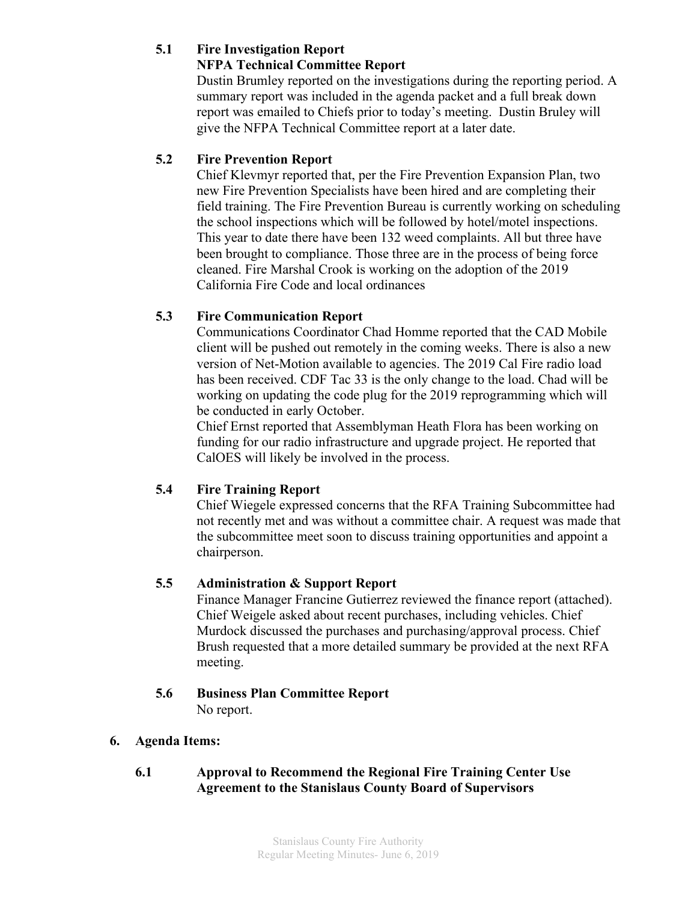### 5.1 Fire Investigation Report
### NFPA Technical Committee Report

Dustin Brumley reported on the investigations during the reporting period. A summary report was included in the agenda packet and a full break down report was emailed to Chiefs prior to today's meeting. Dustin Bruley will give the NFPA Technical Committee report at a later date.

### 5.2 Fire Prevention Report

Chief Klevmyr reported that, per the Fire Prevention Expansion Plan, two new Fire Prevention Specialists have been hired and are completing their field training. The Fire Prevention Bureau is currently working on scheduling the school inspections which will be followed by hotel/motel inspections. This year to date there have been 132 weed complaints. All but three have been brought to compliance. Those three are in the process of being force cleaned. Fire Marshal Crook is working on the adoption of the 2019 California Fire Code and local ordinances

### 5.3 Fire Communication Report

Communications Coordinator Chad Homme reported that the CAD Mobile client will be pushed out remotely in the coming weeks. There is also a new version of Net-Motion available to agencies. The 2019 Cal Fire radio load has been received. CDF Tac 33 is the only change to the load. Chad will be working on updating the code plug for the 2019 reprogramming which will be conducted in early October.

Chief Ernst reported that Assemblyman Heath Flora has been working on funding for our radio infrastructure and upgrade project. He reported that CalOES will likely be involved in the process.

### 5.4 Fire Training Report

Chief Wiegele expressed concerns that the RFA Training Subcommittee had not recently met and was without a committee chair. A request was made that the subcommittee meet soon to discuss training opportunities and appoint a chairperson.

### 5.5 Administration & Support Report

Finance Manager Francine Gutierrez reviewed the finance report (attached). Chief Weigele asked about recent purchases, including vehicles. Chief Murdock discussed the purchases and purchasing/approval process. Chief Brush requested that a more detailed summary be provided at the next RFA meeting.

### 5.6 Business Plan Committee Report

No report.

## 6. Agenda Items:

### 6.1 Approval to Recommend the Regional Fire Training Center Use Agreement to the Stanislaus County Board of Supervisors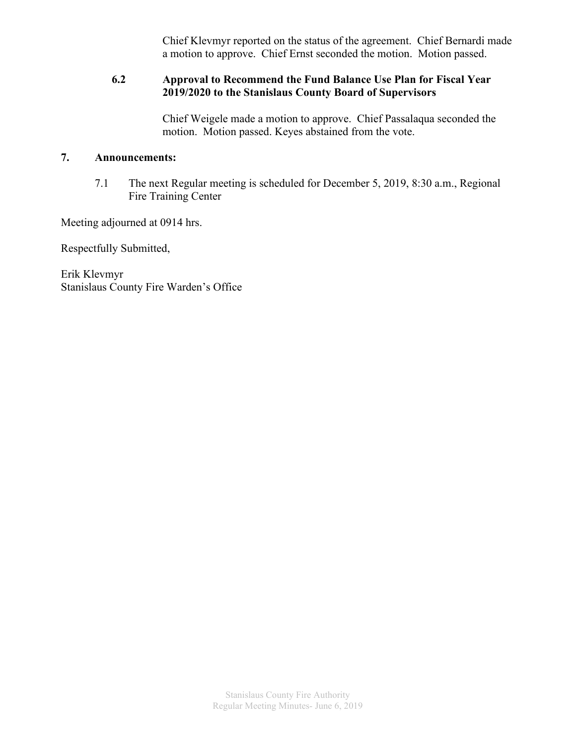Chief Klevmyr reported on the status of the agreement. Chief Bernardi made a motion to approve. Chief Ernst seconded the motion. Motion passed.

### 6.2 Approval to Recommend the Fund Balance Use Plan for Fiscal Year 2019/2020 to the Stanislaus County Board of Supervisors

Chief Weigele made a motion to approve. Chief Passalaqua seconded the motion. Motion passed. Keyes abstained from the vote.

## 7. Announcements:

7.1 The next Regular meeting is scheduled for December 5, 2019, 8:30 a.m., Regional Fire Training Center

Meeting adjourned at 0914 hrs.

Respectfully Submitted,

Erik Klevmyr
Stanislaus County Fire Warden's Office